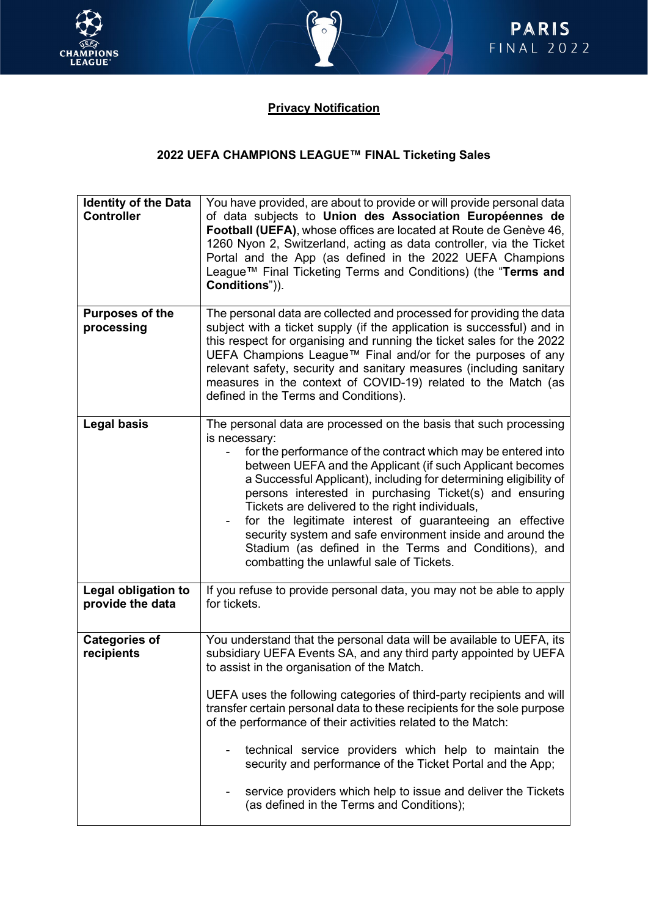# Privacy Notification

## 2022 UEFA CHAMPIONS LEAGUE™ FINAL Ticketing Sales

| | |
|---|---|
| **Identity of the Data Controller** | You have provided, are about to provide or will provide personal data of data subjects to **Union des Association Européennes de Football (UEFA)**, whose offices are located at Route de Genève 46, 1260 Nyon 2, Switzerland, acting as data controller, via the Ticket Portal and the App (as defined in the 2022 UEFA Champions League™ Final Ticketing Terms and Conditions) (the "**Terms and Conditions**")). |
| **Purposes of the processing** | The personal data are collected and processed for providing the data subject with a ticket supply (if the application is successful) and in this respect for organising and running the ticket sales for the 2022 UEFA Champions League™ Final and/or for the purposes of any relevant safety, security and sanitary measures (including sanitary measures in the context of COVID-19) related to the Match (as defined in the Terms and Conditions). |
| **Legal basis** | The personal data are processed on the basis that such processing is necessary:<br>- for the performance of the contract which may be entered into between UEFA and the Applicant (if such Applicant becomes a Successful Applicant), including for determining eligibility of persons interested in purchasing Ticket(s) and ensuring Tickets are delivered to the right individuals,<br>- for the legitimate interest of guaranteeing an effective security system and safe environment inside and around the Stadium (as defined in the Terms and Conditions), and combatting the unlawful sale of Tickets. |
| **Legal obligation to provide the data** | If you refuse to provide personal data, you may not be able to apply for tickets. |
| **Categories of recipients** | You understand that the personal data will be available to UEFA, its subsidiary UEFA Events SA, and any third party appointed by UEFA to assist in the organisation of the Match.<br><br>UEFA uses the following categories of third-party recipients and will transfer certain personal data to these recipients for the sole purpose of the performance of their activities related to the Match:<br><br>- technical service providers which help to maintain the security and performance of the Ticket Portal and the App;<br><br>- service providers which help to issue and deliver the Tickets (as defined in the Terms and Conditions); |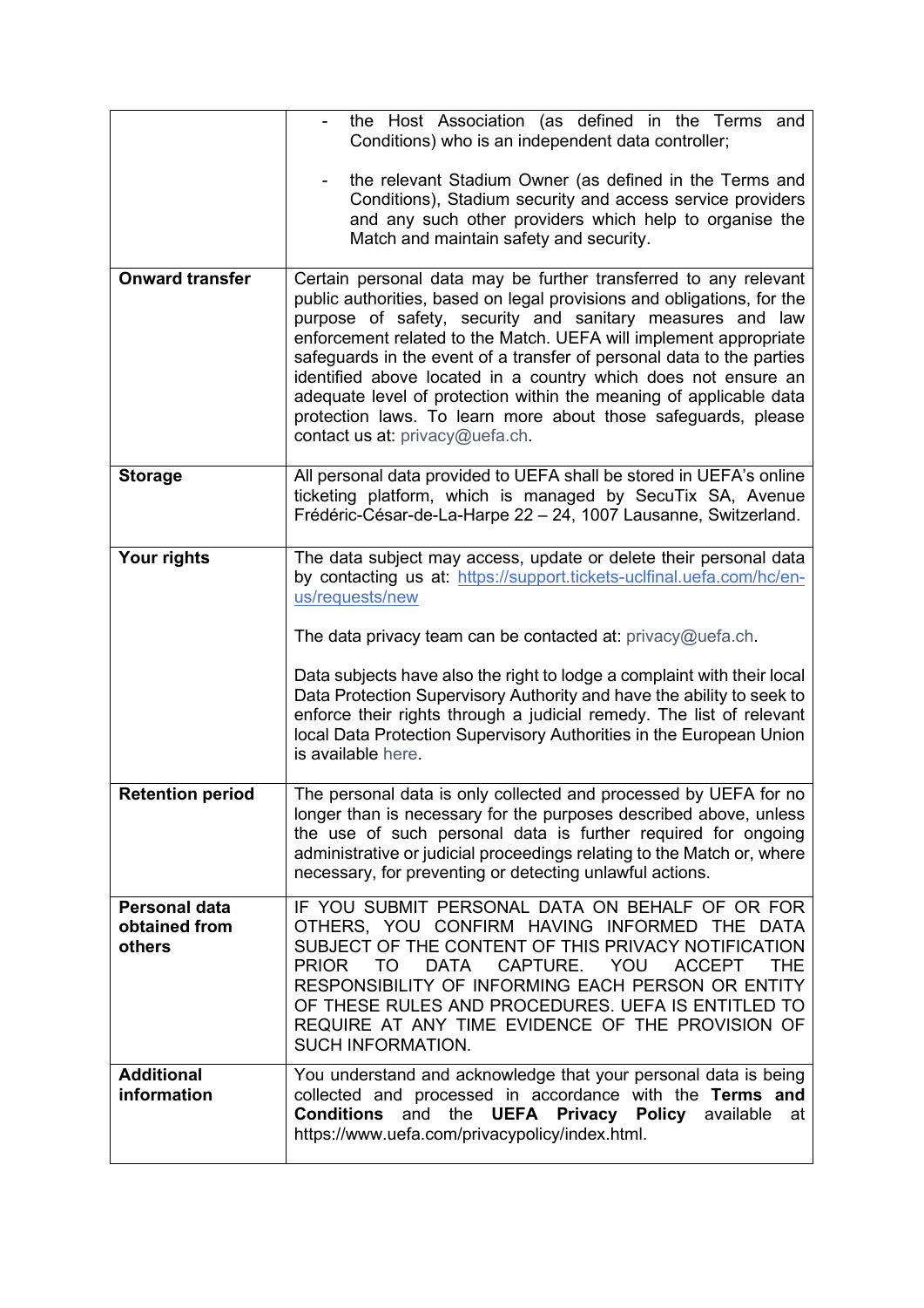| | |
|---|---|
| | - the Host Association (as defined in the Terms and Conditions) who is an independent data controller;<br><br>- the relevant Stadium Owner (as defined in the Terms and Conditions), Stadium security and access service providers and any such other providers which help to organise the Match and maintain safety and security. |
| **Onward transfer** | Certain personal data may be further transferred to any relevant public authorities, based on legal provisions and obligations, for the purpose of safety, security and sanitary measures and law enforcement related to the Match. UEFA will implement appropriate safeguards in the event of a transfer of personal data to the parties identified above located in a country which does not ensure an adequate level of protection within the meaning of applicable data protection laws. To learn more about those safeguards, please contact us at: privacy@uefa.ch. |
| **Storage** | All personal data provided to UEFA shall be stored in UEFA's online ticketing platform, which is managed by SecuTix SA, Avenue Frédéric-César-de-La-Harpe 22 – 24, 1007 Lausanne, Switzerland. |
| **Your rights** | The data subject may access, update or delete their personal data by contacting us at: https://support.tickets-uclfinal.uefa.com/hc/en-us/requests/new<br><br>The data privacy team can be contacted at: privacy@uefa.ch.<br><br>Data subjects have also the right to lodge a complaint with their local Data Protection Supervisory Authority and have the ability to seek to enforce their rights through a judicial remedy. The list of relevant local Data Protection Supervisory Authorities in the European Union is available here. |
| **Retention period** | The personal data is only collected and processed by UEFA for no longer than is necessary for the purposes described above, unless the use of such personal data is further required for ongoing administrative or judicial proceedings relating to the Match or, where necessary, for preventing or detecting unlawful actions. |
| **Personal data obtained from others** | IF YOU SUBMIT PERSONAL DATA ON BEHALF OF OR FOR OTHERS, YOU CONFIRM HAVING INFORMED THE DATA SUBJECT OF THE CONTENT OF THIS PRIVACY NOTIFICATION PRIOR TO DATA CAPTURE. YOU ACCEPT THE RESPONSIBILITY OF INFORMING EACH PERSON OR ENTITY OF THESE RULES AND PROCEDURES. UEFA IS ENTITLED TO REQUIRE AT ANY TIME EVIDENCE OF THE PROVISION OF SUCH INFORMATION. |
| **Additional information** | You understand and acknowledge that your personal data is being collected and processed in accordance with the **Terms and Conditions** and the **UEFA Privacy Policy** available at https://www.uefa.com/privacypolicy/index.html. |